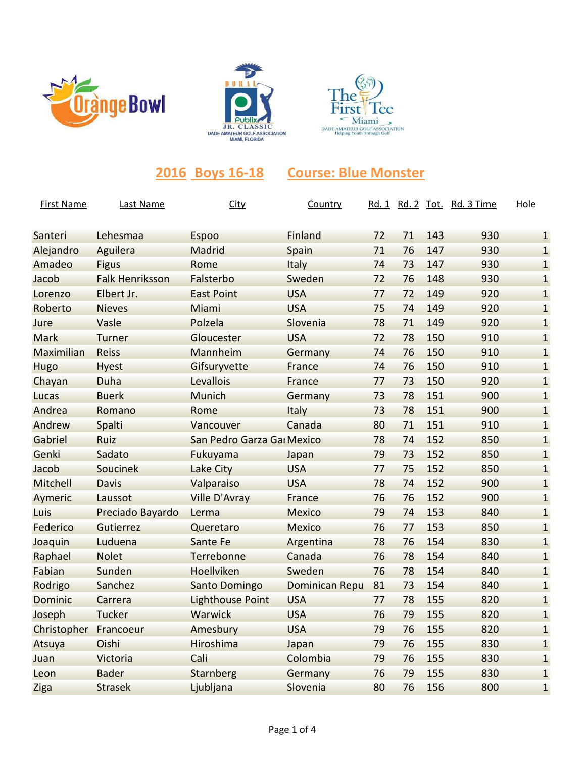## 2016 Boys 16-18 Course: Blue Monster

| First Name | Last Name | City | Country | Rd. 1 | Rd. 2 | Tot. | Rd. 3 Time | Hole |
|---|---|---|---|---|---|---|---|---|
| Santeri | Lehesmaa | Espoo | Finland | 72 | 71 | 143 | 930 | 1 |
| Alejandro | Aguilera | Madrid | Spain | 71 | 76 | 147 | 930 | 1 |
| Amadeo | Figus | Rome | Italy | 74 | 73 | 147 | 930 | 1 |
| Jacob | Falk Henriksson | Falsterbo | Sweden | 72 | 76 | 148 | 930 | 1 |
| Lorenzo | Elbert Jr. | East Point | USA | 77 | 72 | 149 | 920 | 1 |
| Roberto | Nieves | Miami | USA | 75 | 74 | 149 | 920 | 1 |
| Jure | Vasle | Polzela | Slovenia | 78 | 71 | 149 | 920 | 1 |
| Mark | Turner | Gloucester | USA | 72 | 78 | 150 | 910 | 1 |
| Maximilian | Reiss | Mannheim | Germany | 74 | 76 | 150 | 910 | 1 |
| Hugo | Hyest | Gifsuryvette | France | 74 | 76 | 150 | 910 | 1 |
| Chayan | Duha | Levallois | France | 77 | 73 | 150 | 920 | 1 |
| Lucas | Buerk | Munich | Germany | 73 | 78 | 151 | 900 | 1 |
| Andrea | Romano | Rome | Italy | 73 | 78 | 151 | 900 | 1 |
| Andrew | Spalti | Vancouver | Canada | 80 | 71 | 151 | 910 | 1 |
| Gabriel | Ruiz | San Pedro Garza Gar | Mexico | 78 | 74 | 152 | 850 | 1 |
| Genki | Sadato | Fukuyama | Japan | 79 | 73 | 152 | 850 | 1 |
| Jacob | Soucinek | Lake City | USA | 77 | 75 | 152 | 850 | 1 |
| Mitchell | Davis | Valparaiso | USA | 78 | 74 | 152 | 900 | 1 |
| Aymeric | Laussot | Ville D'Avray | France | 76 | 76 | 152 | 900 | 1 |
| Luis | Preciado Bayardo | Lerma | Mexico | 79 | 74 | 153 | 840 | 1 |
| Federico | Gutierrez | Queretaro | Mexico | 76 | 77 | 153 | 850 | 1 |
| Joaquin | Luduena | Sante Fe | Argentina | 78 | 76 | 154 | 830 | 1 |
| Raphael | Nolet | Terrebonne | Canada | 76 | 78 | 154 | 840 | 1 |
| Fabian | Sunden | Hoellviken | Sweden | 76 | 78 | 154 | 840 | 1 |
| Rodrigo | Sanchez | Santo Domingo | Dominican Repu | 81 | 73 | 154 | 840 | 1 |
| Dominic | Carrera | Lighthouse Point | USA | 77 | 78 | 155 | 820 | 1 |
| Joseph | Tucker | Warwick | USA | 76 | 79 | 155 | 820 | 1 |
| Christopher | Francoeur | Amesbury | USA | 79 | 76 | 155 | 820 | 1 |
| Atsuya | Oishi | Hiroshima | Japan | 79 | 76 | 155 | 830 | 1 |
| Juan | Victoria | Cali | Colombia | 79 | 76 | 155 | 830 | 1 |
| Leon | Bader | Starnberg | Germany | 76 | 79 | 155 | 830 | 1 |
| Ziga | Strasek | Ljubljana | Slovenia | 80 | 76 | 156 | 800 | 1 |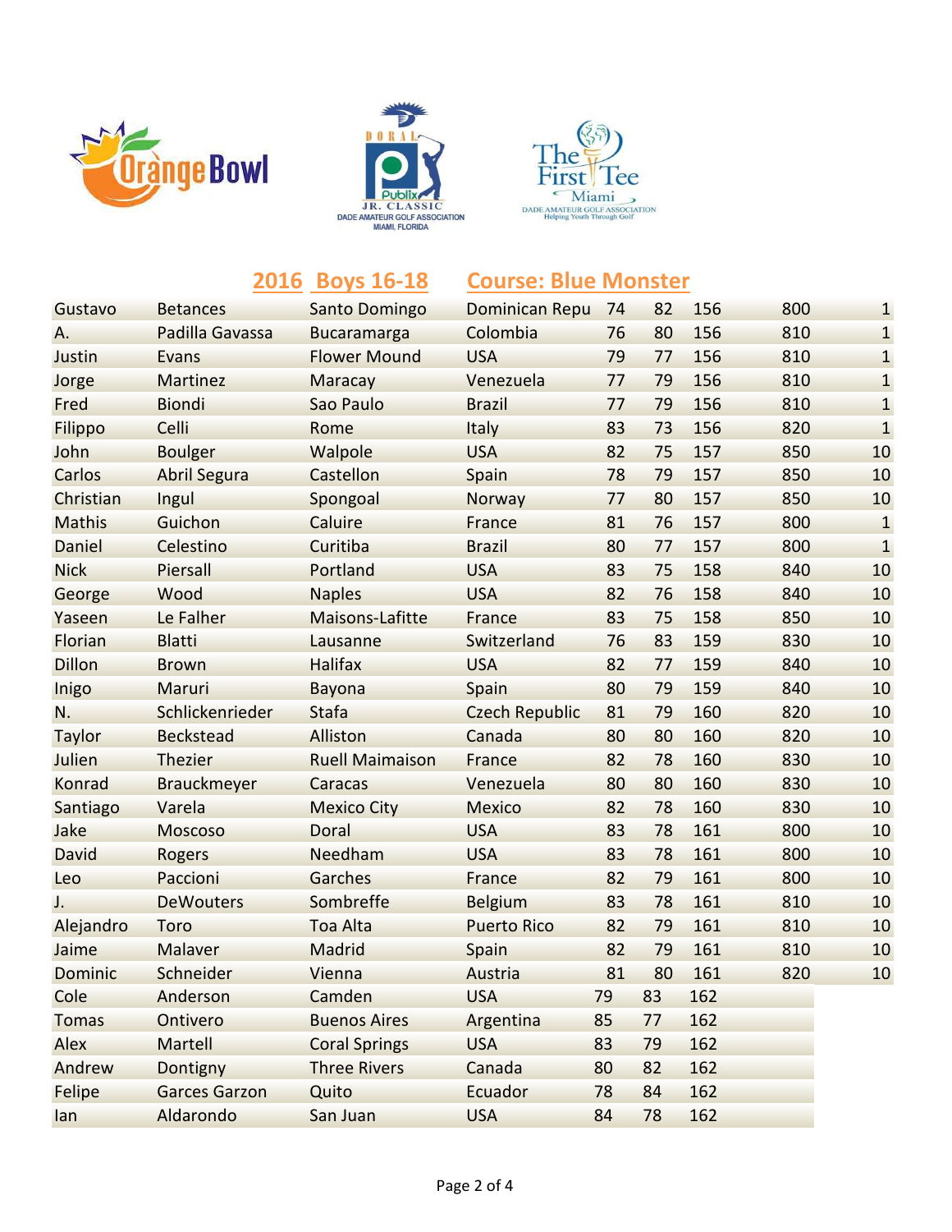## 2016 Boys 16-18 Course: Blue Monster

| | | | | | | | | |
|---|---|---|---|---|---|---|---|---|
| Gustavo | Betances | Santo Domingo | Dominican Repu | 74 | 82 | 156 | 800 | 1 |
| A. | Padilla Gavassa | Bucaramarga | Colombia | 76 | 80 | 156 | 810 | 1 |
| Justin | Evans | Flower Mound | USA | 79 | 77 | 156 | 810 | 1 |
| Jorge | Martinez | Maracay | Venezuela | 77 | 79 | 156 | 810 | 1 |
| Fred | Biondi | Sao Paulo | Brazil | 77 | 79 | 156 | 810 | 1 |
| Filippo | Celli | Rome | Italy | 83 | 73 | 156 | 820 | 1 |
| John | Boulger | Walpole | USA | 82 | 75 | 157 | 850 | 10 |
| Carlos | Abril Segura | Castellon | Spain | 78 | 79 | 157 | 850 | 10 |
| Christian | Ingul | Spongoal | Norway | 77 | 80 | 157 | 850 | 10 |
| Mathis | Guichon | Caluire | France | 81 | 76 | 157 | 800 | 1 |
| Daniel | Celestino | Curitiba | Brazil | 80 | 77 | 157 | 800 | 1 |
| Nick | Piersall | Portland | USA | 83 | 75 | 158 | 840 | 10 |
| George | Wood | Naples | USA | 82 | 76 | 158 | 840 | 10 |
| Yaseen | Le Falher | Maisons-Lafitte | France | 83 | 75 | 158 | 850 | 10 |
| Florian | Blatti | Lausanne | Switzerland | 76 | 83 | 159 | 830 | 10 |
| Dillon | Brown | Halifax | USA | 82 | 77 | 159 | 840 | 10 |
| Inigo | Maruri | Bayona | Spain | 80 | 79 | 159 | 840 | 10 |
| N. | Schlickenrieder | Stafa | Czech Republic | 81 | 79 | 160 | 820 | 10 |
| Taylor | Beckstead | Alliston | Canada | 80 | 80 | 160 | 820 | 10 |
| Julien | Thezier | Ruell Maimaison | France | 82 | 78 | 160 | 830 | 10 |
| Konrad | Brauckmeyer | Caracas | Venezuela | 80 | 80 | 160 | 830 | 10 |
| Santiago | Varela | Mexico City | Mexico | 82 | 78 | 160 | 830 | 10 |
| Jake | Moscoso | Doral | USA | 83 | 78 | 161 | 800 | 10 |
| David | Rogers | Needham | USA | 83 | 78 | 161 | 800 | 10 |
| Leo | Paccioni | Garches | France | 82 | 79 | 161 | 800 | 10 |
| J. | DeWouters | Sombreffe | Belgium | 83 | 78 | 161 | 810 | 10 |
| Alejandro | Toro | Toa Alta | Puerto Rico | 82 | 79 | 161 | 810 | 10 |
| Jaime | Malaver | Madrid | Spain | 82 | 79 | 161 | 810 | 10 |
| Dominic | Schneider | Vienna | Austria | 81 | 80 | 161 | 820 | 10 |
| Cole | Anderson | Camden | USA | 79 | 83 | 162 | | |
| Tomas | Ontivero | Buenos Aires | Argentina | 85 | 77 | 162 | | |
| Alex | Martell | Coral Springs | USA | 83 | 79 | 162 | | |
| Andrew | Dontigny | Three Rivers | Canada | 80 | 82 | 162 | | |
| Felipe | Garces Garzon | Quito | Ecuador | 78 | 84 | 162 | | |
| Ian | Aldarondo | San Juan | USA | 84 | 78 | 162 | | |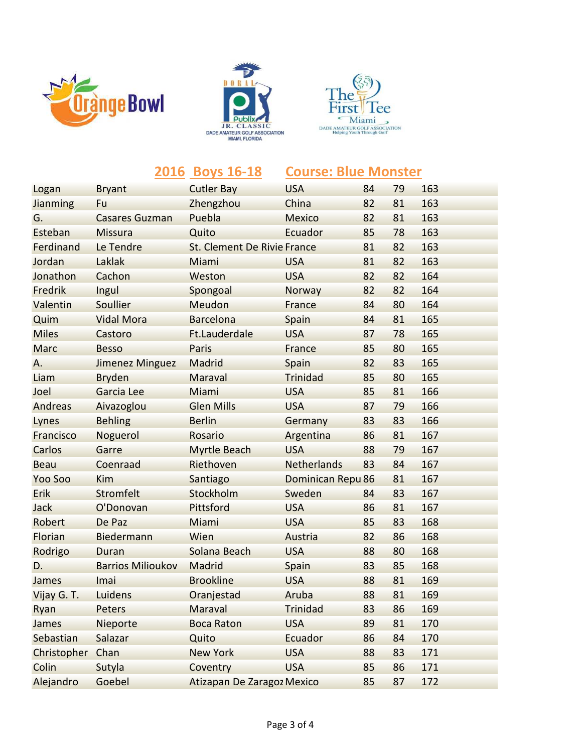## 2016 Boys 16-18 Course: Blue Monster

| | | | | | | |
|---|---|---|---|---|---|---|
| Logan | Bryant | Cutler Bay | USA | 84 | 79 | 163 |
| Jianming | Fu | Zhengzhou | China | 82 | 81 | 163 |
| G. | Casares Guzman | Puebla | Mexico | 82 | 81 | 163 |
| Esteban | Missura | Quito | Ecuador | 85 | 78 | 163 |
| Ferdinand | Le Tendre | St. Clement De Rivie | France | 81 | 82 | 163 |
| Jordan | Laklak | Miami | USA | 81 | 82 | 163 |
| Jonathon | Cachon | Weston | USA | 82 | 82 | 164 |
| Fredrik | Ingul | Spongoal | Norway | 82 | 82 | 164 |
| Valentin | Soullier | Meudon | France | 84 | 80 | 164 |
| Quim | Vidal Mora | Barcelona | Spain | 84 | 81 | 165 |
| Miles | Castoro | Ft.Lauderdale | USA | 87 | 78 | 165 |
| Marc | Besso | Paris | France | 85 | 80 | 165 |
| A. | Jimenez Minguez | Madrid | Spain | 82 | 83 | 165 |
| Liam | Bryden | Maraval | Trinidad | 85 | 80 | 165 |
| Joel | Garcia Lee | Miami | USA | 85 | 81 | 166 |
| Andreas | Aivazoglou | Glen Mills | USA | 87 | 79 | 166 |
| Lynes | Behling | Berlin | Germany | 83 | 83 | 166 |
| Francisco | Noguerol | Rosario | Argentina | 86 | 81 | 167 |
| Carlos | Garre | Myrtle Beach | USA | 88 | 79 | 167 |
| Beau | Coenraad | Riethoven | Netherlands | 83 | 84 | 167 |
| Yoo Soo | Kim | Santiago | Dominican Repu | 86 | 81 | 167 |
| Erik | Stromfelt | Stockholm | Sweden | 84 | 83 | 167 |
| Jack | O'Donovan | Pittsford | USA | 86 | 81 | 167 |
| Robert | De Paz | Miami | USA | 85 | 83 | 168 |
| Florian | Biedermann | Wien | Austria | 82 | 86 | 168 |
| Rodrigo | Duran | Solana Beach | USA | 88 | 80 | 168 |
| D. | Barrios Milioukov | Madrid | Spain | 83 | 85 | 168 |
| James | Imai | Brookline | USA | 88 | 81 | 169 |
| Vijay G. T. | Luidens | Oranjestad | Aruba | 88 | 81 | 169 |
| Ryan | Peters | Maraval | Trinidad | 83 | 86 | 169 |
| James | Nieporte | Boca Raton | USA | 89 | 81 | 170 |
| Sebastian | Salazar | Quito | Ecuador | 86 | 84 | 170 |
| Christopher | Chan | New York | USA | 88 | 83 | 171 |
| Colin | Sutyla | Coventry | USA | 85 | 86 | 171 |
| Alejandro | Goebel | Atizapan De Zaragoz | Mexico | 85 | 87 | 172 |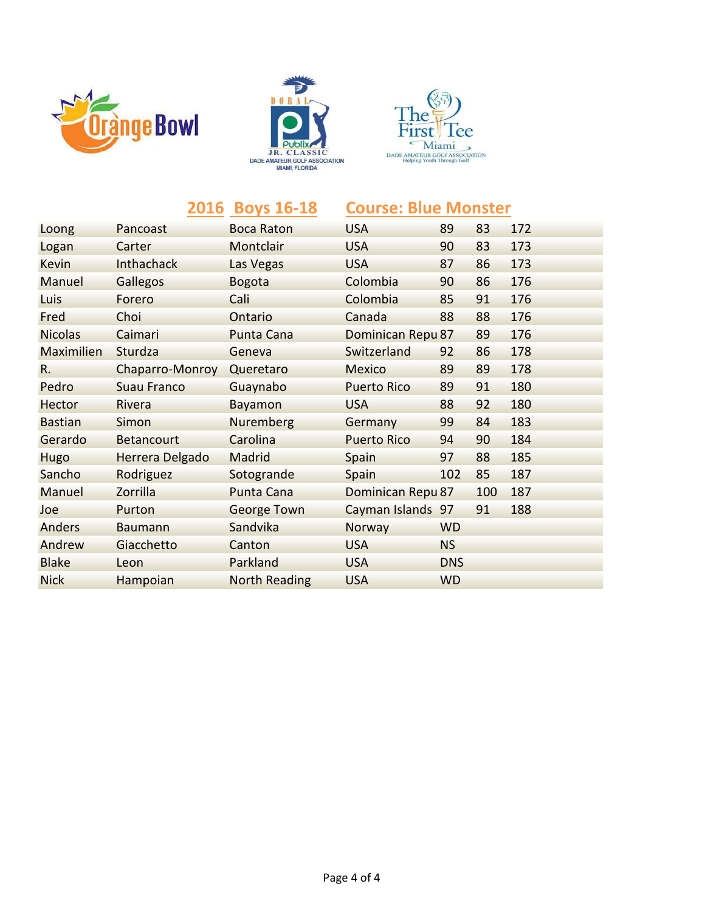## 2016 Boys 16-18 Course: Blue Monster

| | | | | | | |
|---|---|---|---|---|---|---|
| Loong | Pancoast | Boca Raton | USA | 89 | 83 | 172 |
| Logan | Carter | Montclair | USA | 90 | 83 | 173 |
| Kevin | Inthachack | Las Vegas | USA | 87 | 86 | 173 |
| Manuel | Gallegos | Bogota | Colombia | 90 | 86 | 176 |
| Luis | Forero | Cali | Colombia | 85 | 91 | 176 |
| Fred | Choi | Ontario | Canada | 88 | 88 | 176 |
| Nicolas | Caimari | Punta Cana | Dominican Repu | 87 | 89 | 176 |
| Maximilien | Sturdza | Geneva | Switzerland | 92 | 86 | 178 |
| R. | Chaparro-Monroy | Queretaro | Mexico | 89 | 89 | 178 |
| Pedro | Suau Franco | Guaynabo | Puerto Rico | 89 | 91 | 180 |
| Hector | Rivera | Bayamon | USA | 88 | 92 | 180 |
| Bastian | Simon | Nuremberg | Germany | 99 | 84 | 183 |
| Gerardo | Betancourt | Carolina | Puerto Rico | 94 | 90 | 184 |
| Hugo | Herrera Delgado | Madrid | Spain | 97 | 88 | 185 |
| Sancho | Rodriguez | Sotogrande | Spain | 102 | 85 | 187 |
| Manuel | Zorrilla | Punta Cana | Dominican Repu | 87 | 100 | 187 |
| Joe | Purton | George Town | Cayman Islands | 97 | 91 | 188 |
| Anders | Baumann | Sandvika | Norway | WD | | |
| Andrew | Giacchetto | Canton | USA | NS | | |
| Blake | Leon | Parkland | USA | DNS | | |
| Nick | Hampoian | North Reading | USA | WD | | |